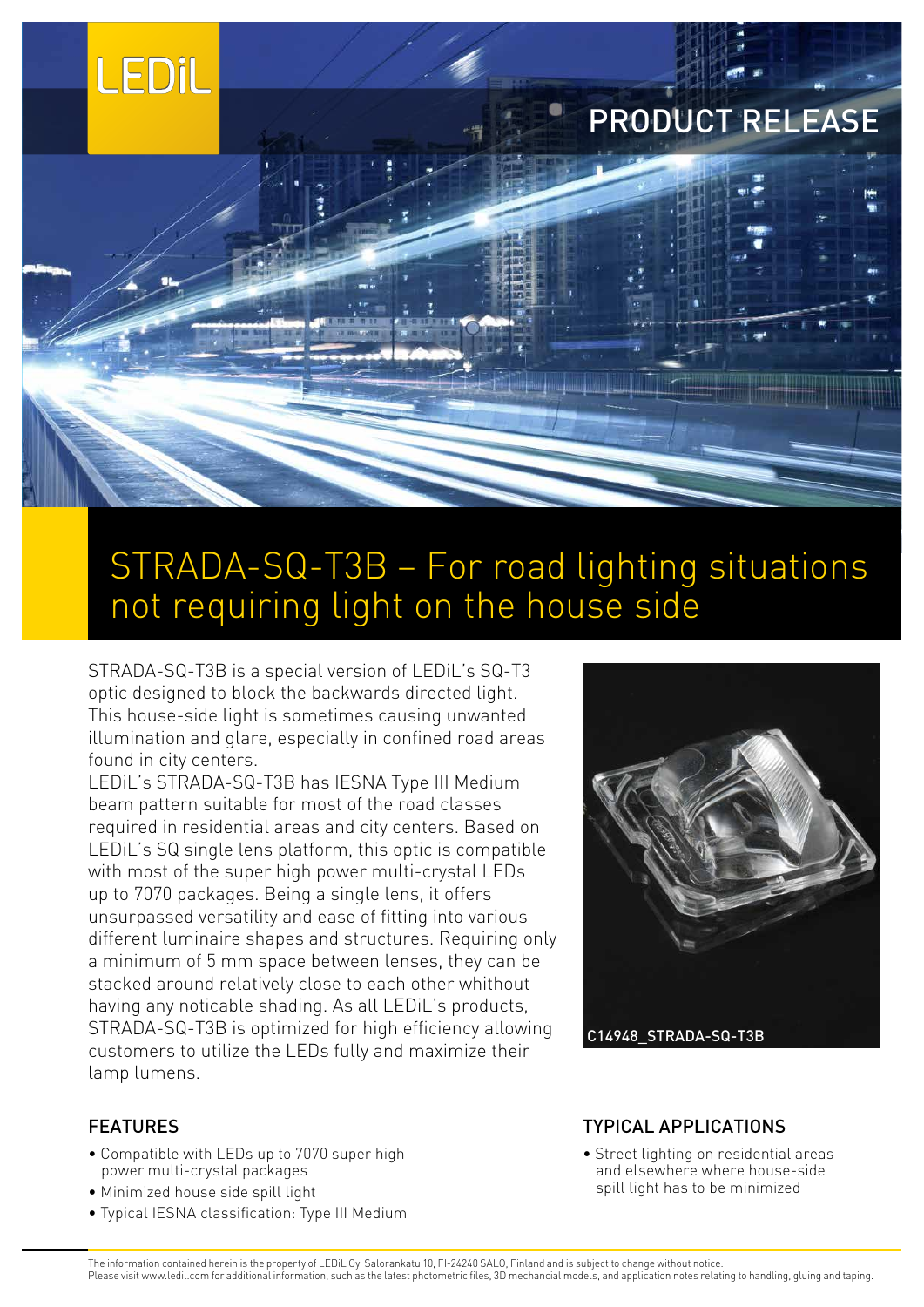LEDiL

PRODUCT RELEASE

# STRADA-SQ-T3B – For road lighting situations not requiring light on the house side

STRADA-SQ-T3B is a special version of LEDiL's SQ-T3 optic designed to block the backwards directed light. This house-side light is sometimes causing unwanted illumination and glare, especially in confined road areas found in city centers.

LEDiL's STRADA-SQ-T3B has IESNA Type III Medium beam pattern suitable for most of the road classes required in residential areas and city centers. Based on LEDiL's SQ single lens platform, this optic is compatible with most of the super high power multi-crystal LEDs up to 7070 packages. Being a single lens, it offers unsurpassed versatility and ease of fitting into various different luminaire shapes and structures. Requiring only a minimum of 5 mm space between lenses, they can be stacked around relatively close to each other whithout having any noticable shading. As all LEDiL's products, STRADA-SQ-T3B is optimized for high efficiency allowing customers to utilize the LEDs fully and maximize their lamp lumens.

C14948_STRADA-SQ-T3B

## FEATURES

- Compatible with LEDs up to 7070 super high power multi-crystal packages
- Minimized house side spill light
- Typical IESNA classification: Type III Medium

## TYPICAL APPLICATIONS

- Street lighting on residential areas and elsewhere where house-side spill light has to be minimized

The information contained herein is the property of LEDiL Oy, Salorankatu 10, FI-24240 SALO, Finland and is subject to change without notice.
Please visit www.ledil.com for additional information, such as the latest photometric files, 3D mechancial models, and application notes relating to handling, gluing and taping.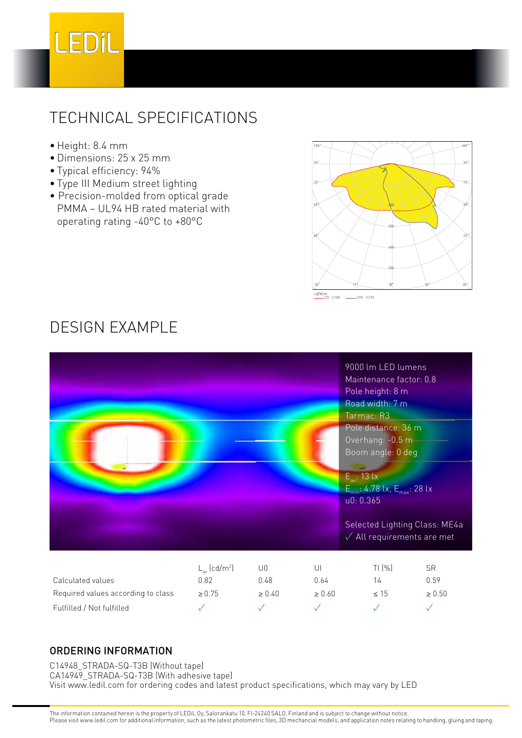# TECHNICAL SPECIFICATIONS

- Height: 8.4 mm
- Dimensions: 25 x 25 mm
- Typical efficiency: 94%
- Type III Medium street lighting
- Precision-molded from optical grade PMMA – UL94 HB rated material with operating rating -40°C to +80°C

105° 105°
90° 90°
75° 75°
60° 60°
45° 45°
30° 15° 0° 15° 30°
200
300
400
500
cd/klm
C0 - C180
C90 - C270

# DESIGN EXAMPLE

9000 lm LED lumens
Maintenance factor: 0.8
Pole height: 8 m
Road width: 7 m
Tarmac: R3
Pole distance: 36 m
Overhang: -0.5 m
Boom angle: 0 deg

$E_{av}$: 13 lx
$E_{min}$: 4.78 lx, $E_{max}$: 28 lx
u0: 0.365

Selected Lighting Class: ME4a
✓ All requirements are met

| | $L_{av}$ (cd/m²) | U0 | Ul | TI (%) | SR |
|---|---|---|---|---|---|
| Calculated values | 0.82 | 0.48 | 0.64 | 14 | 0.59 |
| Required values according to class | ≥ 0.75 | ≥ 0.40 | ≥ 0.60 | ≤ 15 | ≥ 0.50 |
| Fulfilled / Not fulfilled | ✓ | ✓ | ✓ | ✓ | ✓ |

## ORDERING INFORMATION

C14948_STRADA-SQ-T3B (Without tape)
CA14949_STRADA-SQ-T3B (With adhesive tape)
Visit www.ledil.com for ordering codes and latest product specifications, which may vary by LED

The information contained herein is the property of LEDiL Oy, Salorankatu 10, FI-24240 SALO, Finland and is subject to change without notice.
Please visit www.ledil.com for additional information, such as the latest photometric files, 3D mechancial models, and application notes relating to handling, gluing and taping.